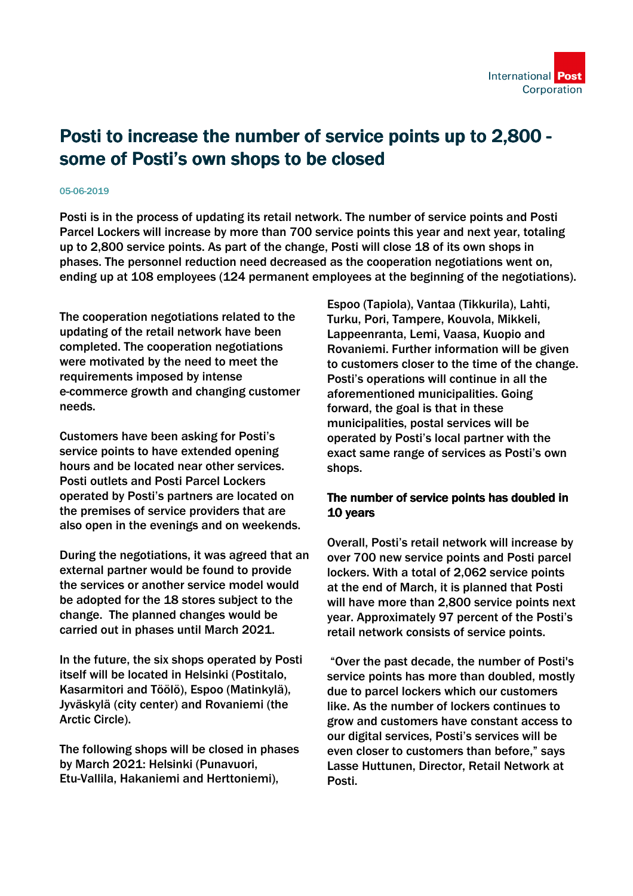# Posti to increase the number of service points up to 2,800 - some of Posti's own shops to be closed

05-06-2019

**Posti is in the process of updating its retail network. The number of service points and Posti Parcel Lockers will increase by more than 700 service points this year and next year, totaling up to 2,800 service points. As part of the change, Posti will close 18 of its own shops in phases. The personnel reduction need decreased as the cooperation negotiations went on, ending up at 108 employees (124 permanent employees at the beginning of the negotiations).**

The cooperation negotiations related to the updating of the retail network have been completed. The cooperation negotiations were motivated by the need to meet the requirements imposed by intense e-commerce growth and changing customer needs.

Customers have been asking for Posti's service points to have extended opening hours and be located near other services. Posti outlets and Posti Parcel Lockers operated by Posti's partners are located on the premises of service providers that are also open in the evenings and on weekends.

During the negotiations, it was agreed that an external partner would be found to provide the services or another service model would be adopted for the 18 stores subject to the change. The planned changes would be carried out in phases until March 2021.

In the future, the six shops operated by Posti itself will be located in Helsinki (Postitalo, Kasarmitori and Töölö), Espoo (Matinkylä), Jyväskylä (city center) and Rovaniemi (the Arctic Circle).

The following shops will be closed in phases by March 2021: Helsinki (Punavuori, Etu-Vallila, Hakaniemi and Herttoniemi), Espoo (Tapiola), Vantaa (Tikkurila), Lahti, Turku, Pori, Tampere, Kouvola, Mikkeli, Lappeenranta, Lemi, Vaasa, Kuopio and Rovaniemi. Further information will be given to customers closer to the time of the change. Posti's operations will continue in all the aforementioned municipalities. Going forward, the goal is that in these municipalities, postal services will be operated by Posti's local partner with the exact same range of services as Posti's own shops.

## The number of service points has doubled in 10 years

Overall, Posti's retail network will increase by over 700 new service points and Posti parcel lockers. With a total of 2,062 service points at the end of March, it is planned that Posti will have more than 2,800 service points next year. Approximately 97 percent of the Posti's retail network consists of service points.

"Over the past decade, the number of Posti's service points has more than doubled, mostly due to parcel lockers which our customers like. As the number of lockers continues to grow and customers have constant access to our digital services, Posti's services will be even closer to customers than before," says Lasse Huttunen, Director, Retail Network at Posti.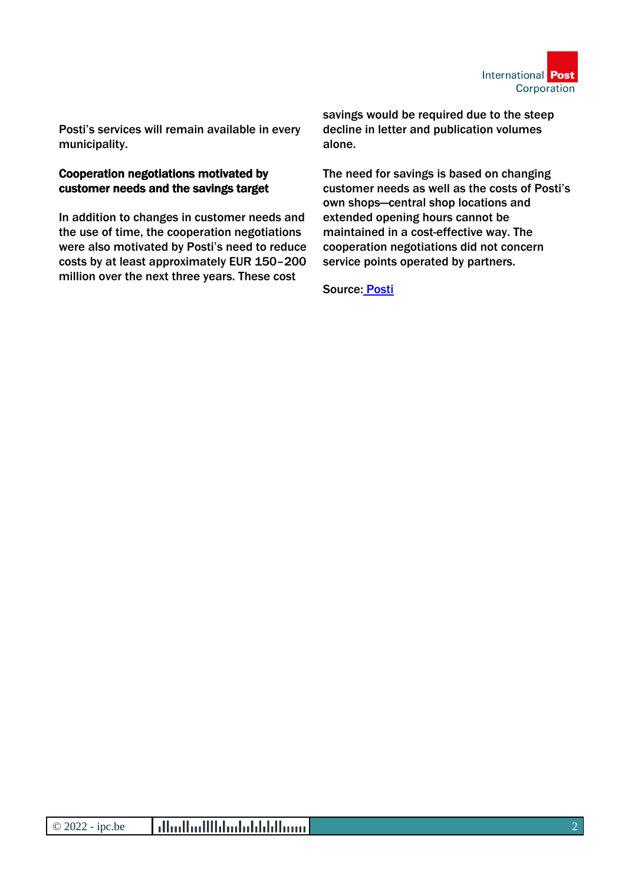Posti's services will remain available in every municipality.

**Cooperation negotiations motivated by customer needs and the savings target**

In addition to changes in customer needs and the use of time, the cooperation negotiations were also motivated by Posti's need to reduce costs by at least approximately EUR 150–200 million over the next three years. These cost savings would be required due to the steep decline in letter and publication volumes alone.

The need for savings is based on changing customer needs as well as the costs of Posti's own shops—central shop locations and extended opening hours cannot be maintained in a cost-effective way. The cooperation negotiations did not concern service points operated by partners.

Source: [Posti]